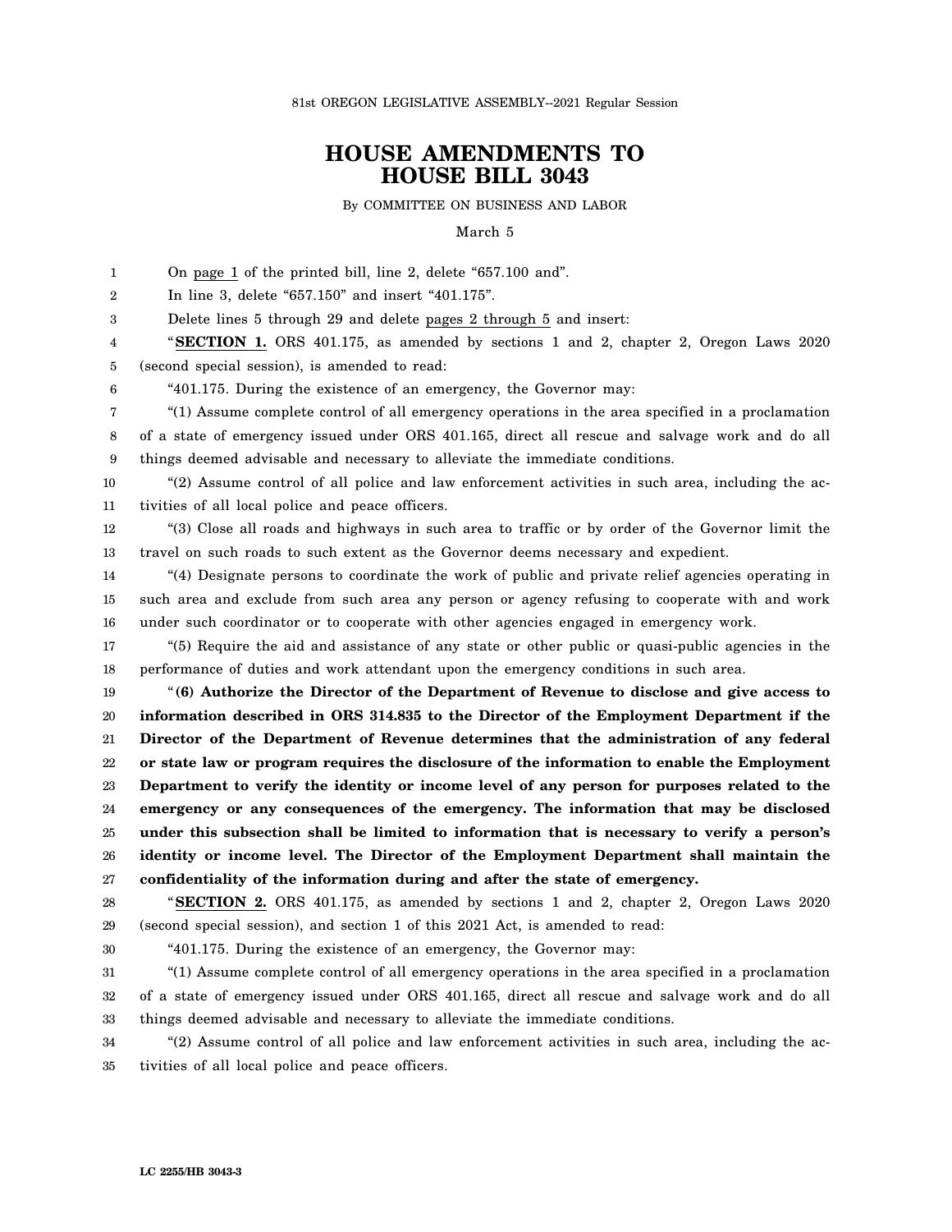81st OREGON LEGISLATIVE ASSEMBLY--2021 Regular Session

# HOUSE AMENDMENTS TO HOUSE BILL 3043

By COMMITTEE ON BUSINESS AND LABOR

March 5

On page 1 of the printed bill, line 2, delete "657.100 and".

In line 3, delete "657.150" and insert "401.175".

Delete lines 5 through 29 and delete pages 2 through 5 and insert:

"**SECTION 1.** ORS 401.175, as amended by sections 1 and 2, chapter 2, Oregon Laws 2020 (second special session), is amended to read:

"401.175. During the existence of an emergency, the Governor may:

"(1) Assume complete control of all emergency operations in the area specified in a proclamation of a state of emergency issued under ORS 401.165, direct all rescue and salvage work and do all things deemed advisable and necessary to alleviate the immediate conditions.

"(2) Assume control of all police and law enforcement activities in such area, including the activities of all local police and peace officers.

"(3) Close all roads and highways in such area to traffic or by order of the Governor limit the travel on such roads to such extent as the Governor deems necessary and expedient.

"(4) Designate persons to coordinate the work of public and private relief agencies operating in such area and exclude from such area any person or agency refusing to cooperate with and work under such coordinator or to cooperate with other agencies engaged in emergency work.

"(5) Require the aid and assistance of any state or other public or quasi-public agencies in the performance of duties and work attendant upon the emergency conditions in such area.

"**(6) Authorize the Director of the Department of Revenue to disclose and give access to information described in ORS 314.835 to the Director of the Employment Department if the Director of the Department of Revenue determines that the administration of any federal or state law or program requires the disclosure of the information to enable the Employment Department to verify the identity or income level of any person for purposes related to the emergency or any consequences of the emergency. The information that may be disclosed under this subsection shall be limited to information that is necessary to verify a person's identity or income level. The Director of the Employment Department shall maintain the confidentiality of the information during and after the state of emergency.**

"**SECTION 2.** ORS 401.175, as amended by sections 1 and 2, chapter 2, Oregon Laws 2020 (second special session), and section 1 of this 2021 Act, is amended to read:

"401.175. During the existence of an emergency, the Governor may:

"(1) Assume complete control of all emergency operations in the area specified in a proclamation of a state of emergency issued under ORS 401.165, direct all rescue and salvage work and do all things deemed advisable and necessary to alleviate the immediate conditions.

"(2) Assume control of all police and law enforcement activities in such area, including the activities of all local police and peace officers.

LC 2255/HB 3043-3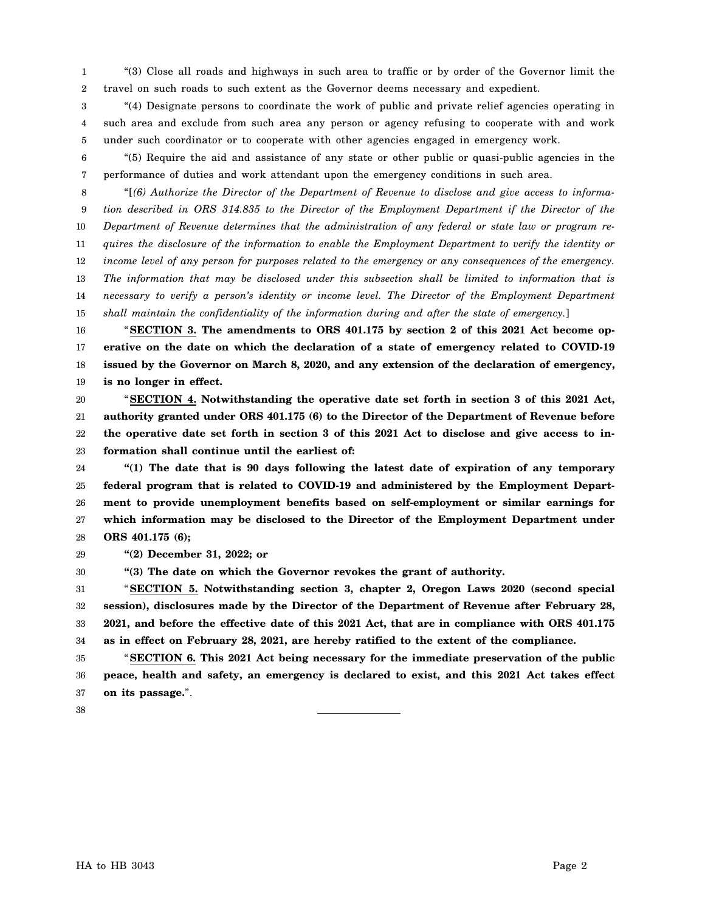"(3) Close all roads and highways in such area to traffic or by order of the Governor limit the travel on such roads to such extent as the Governor deems necessary and expedient.

"(4) Designate persons to coordinate the work of public and private relief agencies operating in such area and exclude from such area any person or agency refusing to cooperate with and work under such coordinator or to cooperate with other agencies engaged in emergency work.

"(5) Require the aid and assistance of any state or other public or quasi-public agencies in the performance of duties and work attendant upon the emergency conditions in such area.

"[*(6) Authorize the Director of the Department of Revenue to disclose and give access to information described in ORS 314.835 to the Director of the Employment Department if the Director of the Department of Revenue determines that the administration of any federal or state law or program requires the disclosure of the information to enable the Employment Department to verify the identity or income level of any person for purposes related to the emergency or any consequences of the emergency. The information that may be disclosed under this subsection shall be limited to information that is necessary to verify a person's identity or income level. The Director of the Employment Department shall maintain the confidentiality of the information during and after the state of emergency.*]

"**SECTION 3. The amendments to ORS 401.175 by section 2 of this 2021 Act become operative on the date on which the declaration of a state of emergency related to COVID-19 issued by the Governor on March 8, 2020, and any extension of the declaration of emergency, is no longer in effect.**

"**SECTION 4. Notwithstanding the operative date set forth in section 3 of this 2021 Act, authority granted under ORS 401.175 (6) to the Director of the Department of Revenue before the operative date set forth in section 3 of this 2021 Act to disclose and give access to information shall continue until the earliest of:**

**"(1) The date that is 90 days following the latest date of expiration of any temporary federal program that is related to COVID-19 and administered by the Employment Department to provide unemployment benefits based on self-employment or similar earnings for which information may be disclosed to the Director of the Employment Department under ORS 401.175 (6);**

**"(2) December 31, 2022; or**

**"(3) The date on which the Governor revokes the grant of authority.**

"**SECTION 5. Notwithstanding section 3, chapter 2, Oregon Laws 2020 (second special session), disclosures made by the Director of the Department of Revenue after February 28, 2021, and before the effective date of this 2021 Act, that are in compliance with ORS 401.175 as in effect on February 28, 2021, are hereby ratified to the extent of the compliance.**

"**SECTION 6. This 2021 Act being necessary for the immediate preservation of the public peace, health and safety, an emergency is declared to exist, and this 2021 Act takes effect on its passage.**".